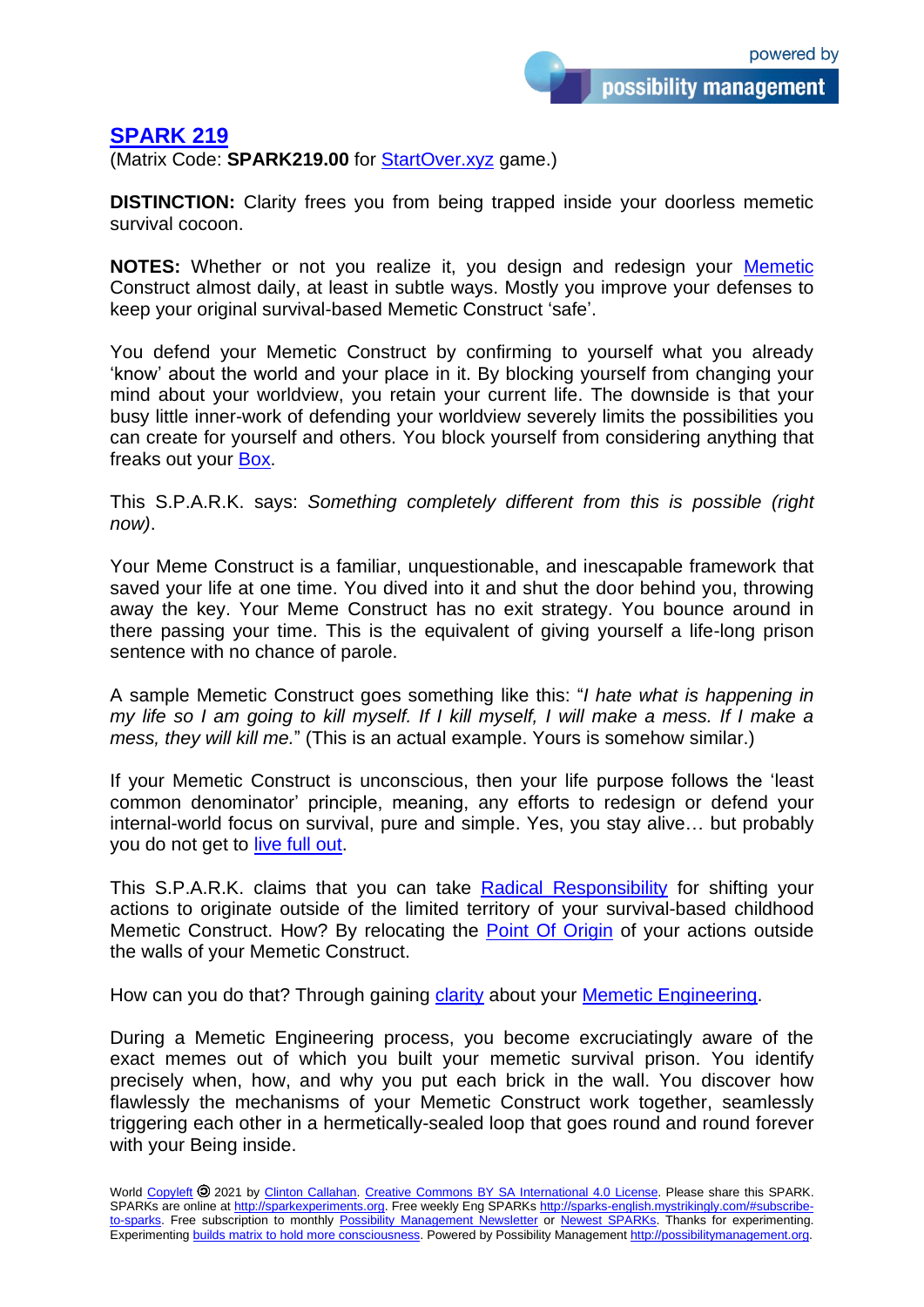## SPARK 219

(Matrix Code: **SPARK219.00** for StartOver.xyz game.)

**DISTINCTION:** Clarity frees you from being trapped inside your doorless memetic survival cocoon.

**NOTES:** Whether or not you realize it, you design and redesign your Memetic Construct almost daily, at least in subtle ways. Mostly you improve your defenses to keep your original survival-based Memetic Construct 'safe'.

You defend your Memetic Construct by confirming to yourself what you already 'know' about the world and your place in it. By blocking yourself from changing your mind about your worldview, you retain your current life. The downside is that your busy little inner-work of defending your worldview severely limits the possibilities you can create for yourself and others. You block yourself from considering anything that freaks out your Box.

This S.P.A.R.K. says: *Something completely different from this is possible (right now)*.

Your Meme Construct is a familiar, unquestionable, and inescapable framework that saved your life at one time. You dived into it and shut the door behind you, throwing away the key. Your Meme Construct has no exit strategy. You bounce around in there passing your time. This is the equivalent of giving yourself a life-long prison sentence with no chance of parole.

A sample Memetic Construct goes something like this: "*I hate what is happening in my life so I am going to kill myself. If I kill myself, I will make a mess. If I make a mess, they will kill me.*" (This is an actual example. Yours is somehow similar.)

If your Memetic Construct is unconscious, then your life purpose follows the 'least common denominator' principle, meaning, any efforts to redesign or defend your internal-world focus on survival, pure and simple. Yes, you stay alive… but probably you do not get to live full out.

This S.P.A.R.K. claims that you can take Radical Responsibility for shifting your actions to originate outside of the limited territory of your survival-based childhood Memetic Construct. How? By relocating the Point Of Origin of your actions outside the walls of your Memetic Construct.

How can you do that? Through gaining clarity about your Memetic Engineering.

During a Memetic Engineering process, you become excruciatingly aware of the exact memes out of which you built your memetic survival prison. You identify precisely when, how, and why you put each brick in the wall. You discover how flawlessly the mechanisms of your Memetic Construct work together, seamlessly triggering each other in a hermetically-sealed loop that goes round and round forever with your Being inside.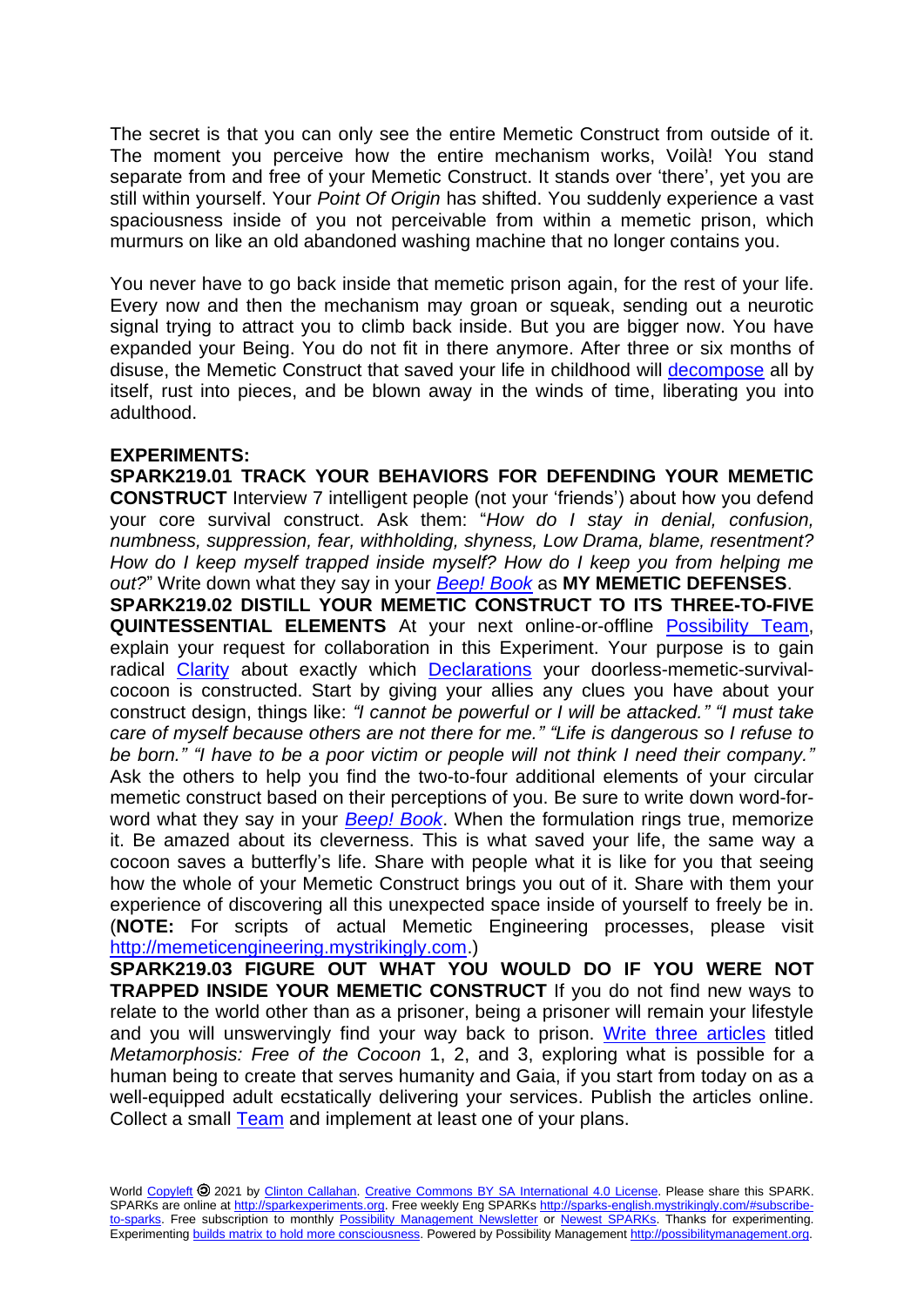The secret is that you can only see the entire Memetic Construct from outside of it. The moment you perceive how the entire mechanism works, Voilà! You stand separate from and free of your Memetic Construct. It stands over 'there', yet you are still within yourself. Your *Point Of Origin* has shifted. You suddenly experience a vast spaciousness inside of you not perceivable from within a memetic prison, which murmurs on like an old abandoned washing machine that no longer contains you.

You never have to go back inside that memetic prison again, for the rest of your life. Every now and then the mechanism may groan or squeak, sending out a neurotic signal trying to attract you to climb back inside. But you are bigger now. You have expanded your Being. You do not fit in there anymore. After three or six months of disuse, the Memetic Construct that saved your life in childhood will decompose all by itself, rust into pieces, and be blown away in the winds of time, liberating you into adulthood.

**EXPERIMENTS:**

**SPARK219.01 TRACK YOUR BEHAVIORS FOR DEFENDING YOUR MEMETIC CONSTRUCT** Interview 7 intelligent people (not your 'friends') about how you defend your core survival construct. Ask them: "*How do I stay in denial, confusion, numbness, suppression, fear, withholding, shyness, Low Drama, blame, resentment? How do I keep myself trapped inside myself? How do I keep you from helping me out?*" Write down what they say in your ***Beep! Book*** as **MY MEMETIC DEFENSES**.

**SPARK219.02 DISTILL YOUR MEMETIC CONSTRUCT TO ITS THREE-TO-FIVE QUINTESSENTIAL ELEMENTS** At your next online-or-offline Possibility Team, explain your request for collaboration in this Experiment. Your purpose is to gain radical Clarity about exactly which Declarations your doorless-memetic-survival-cocoon is constructed. Start by giving your allies any clues you have about your construct design, things like: *"I cannot be powerful or I will be attacked." "I must take care of myself because others are not there for me." "Life is dangerous so I refuse to be born." "I have to be a poor victim or people will not think I need their company."* Ask the others to help you find the two-to-four additional elements of your circular memetic construct based on their perceptions of you. Be sure to write down word-for-word what they say in your ***Beep! Book***. When the formulation rings true, memorize it. Be amazed about its cleverness. This is what saved your life, the same way a cocoon saves a butterfly's life. Share with people what it is like for you that seeing how the whole of your Memetic Construct brings you out of it. Share with them your experience of discovering all this unexpected space inside of yourself to freely be in. (**NOTE:** For scripts of actual Memetic Engineering processes, please visit http://memeticengineering.mystrikingly.com.)

**SPARK219.03 FIGURE OUT WHAT YOU WOULD DO IF YOU WERE NOT TRAPPED INSIDE YOUR MEMETIC CONSTRUCT** If you do not find new ways to relate to the world other than as a prisoner, being a prisoner will remain your lifestyle and you will unswervingly find your way back to prison. Write three articles titled *Metamorphosis: Free of the Cocoon* 1, 2, and 3, exploring what is possible for a human being to create that serves humanity and Gaia, if you start from today on as a well-equipped adult ecstatically delivering your services. Publish the articles online. Collect a small Team and implement at least one of your plans.

World Copyleft 🄯 2021 by Clinton Callahan. Creative Commons BY SA International 4.0 License. Please share this SPARK. SPARKs are online at http://sparkexperiments.org. Free weekly Eng SPARKs http://sparks-english.mystrikingly.com/#subscribe-to-sparks. Free subscription to monthly Possibility Management Newsletter or Newest SPARKs. Thanks for experimenting. Experimenting builds matrix to hold more consciousness. Powered by Possibility Management http://possibilitymanagement.org.